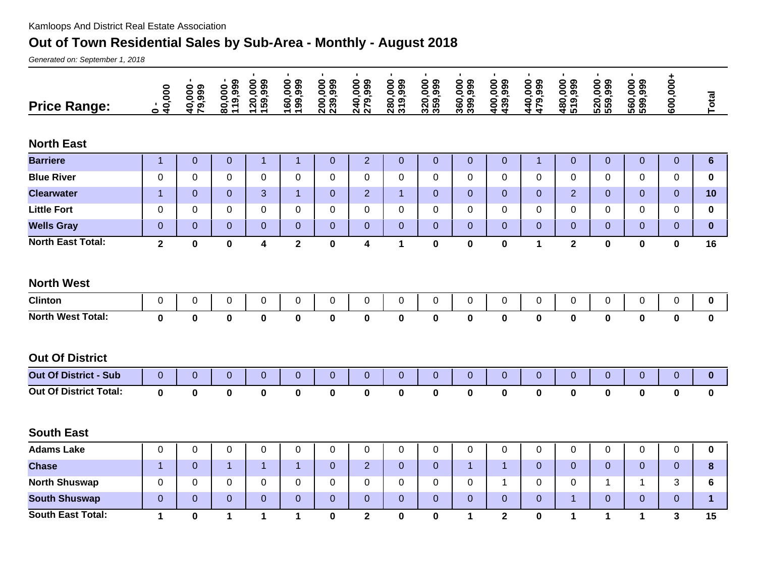Kamloops And District Real Estate Association

# Out of Town Residential Sales by Sub-Area - Monthly - August 2018

*Generated on: September 1, 2018*

| Price Range: | 0 - 40,000 | 40,000 - 79,999 | 80,000 - 119,999 | 120,000 - 159,999 | 160,000 - 199,999 | 200,000 - 239,999 | 240,000 - 279,999 | 280,000 - 319,999 | 320,000 - 359,999 | 360,000 - 399,999 | 400,000 - 439,999 | 440,000 - 479,999 | 480,000 - 519,999 | 520,000 - 559,999 | 560,000 - 599,999 | 600,000+ | Total |
|---|---|---|---|---|---|---|---|---|---|---|---|---|---|---|---|---|---|
| **North East** | | | | | | | | | | | | | | | | | |
| **Barriere** | 1 | 0 | 0 | 1 | 1 | 0 | 2 | 0 | 0 | 0 | 0 | 1 | 0 | 0 | 0 | 0 | **6** |
| **Blue River** | 0 | 0 | 0 | 0 | 0 | 0 | 0 | 0 | 0 | 0 | 0 | 0 | 0 | 0 | 0 | 0 | **0** |
| **Clearwater** | 1 | 0 | 0 | 3 | 1 | 0 | 2 | 1 | 0 | 0 | 0 | 0 | 2 | 0 | 0 | 0 | **10** |
| **Little Fort** | 0 | 0 | 0 | 0 | 0 | 0 | 0 | 0 | 0 | 0 | 0 | 0 | 0 | 0 | 0 | 0 | **0** |
| **Wells Gray** | 0 | 0 | 0 | 0 | 0 | 0 | 0 | 0 | 0 | 0 | 0 | 0 | 0 | 0 | 0 | 0 | **0** |
| **North East Total:** | **2** | **0** | **0** | **4** | **2** | **0** | **4** | **1** | **0** | **0** | **0** | **1** | **2** | **0** | **0** | **0** | **16** |
| **North West** | | | | | | | | | | | | | | | | | |
| **Clinton** | 0 | 0 | 0 | 0 | 0 | 0 | 0 | 0 | 0 | 0 | 0 | 0 | 0 | 0 | 0 | 0 | **0** |
| **North West Total:** | **0** | **0** | **0** | **0** | **0** | **0** | **0** | **0** | **0** | **0** | **0** | **0** | **0** | **0** | **0** | **0** | **0** |
| **Out Of District** | | | | | | | | | | | | | | | | | |
| **Out Of District - Sub** | 0 | 0 | 0 | 0 | 0 | 0 | 0 | 0 | 0 | 0 | 0 | 0 | 0 | 0 | 0 | 0 | **0** |
| **Out Of District Total:** | **0** | **0** | **0** | **0** | **0** | **0** | **0** | **0** | **0** | **0** | **0** | **0** | **0** | **0** | **0** | **0** | **0** |
| **South East** | | | | | | | | | | | | | | | | | |
| **Adams Lake** | 0 | 0 | 0 | 0 | 0 | 0 | 0 | 0 | 0 | 0 | 0 | 0 | 0 | 0 | 0 | 0 | **0** |
| **Chase** | 1 | 0 | 1 | 1 | 1 | 0 | 2 | 0 | 0 | 1 | 1 | 0 | 0 | 0 | 0 | 0 | **8** |
| **North Shuswap** | 0 | 0 | 0 | 0 | 0 | 0 | 0 | 0 | 0 | 0 | 1 | 0 | 0 | 1 | 1 | 3 | **6** |
| **South Shuswap** | 0 | 0 | 0 | 0 | 0 | 0 | 0 | 0 | 0 | 0 | 0 | 0 | 1 | 0 | 0 | 0 | **1** |
| **South East Total:** | **1** | **0** | **1** | **1** | **1** | **0** | **2** | **0** | **0** | **1** | **2** | **0** | **1** | **1** | **1** | **3** | **15** |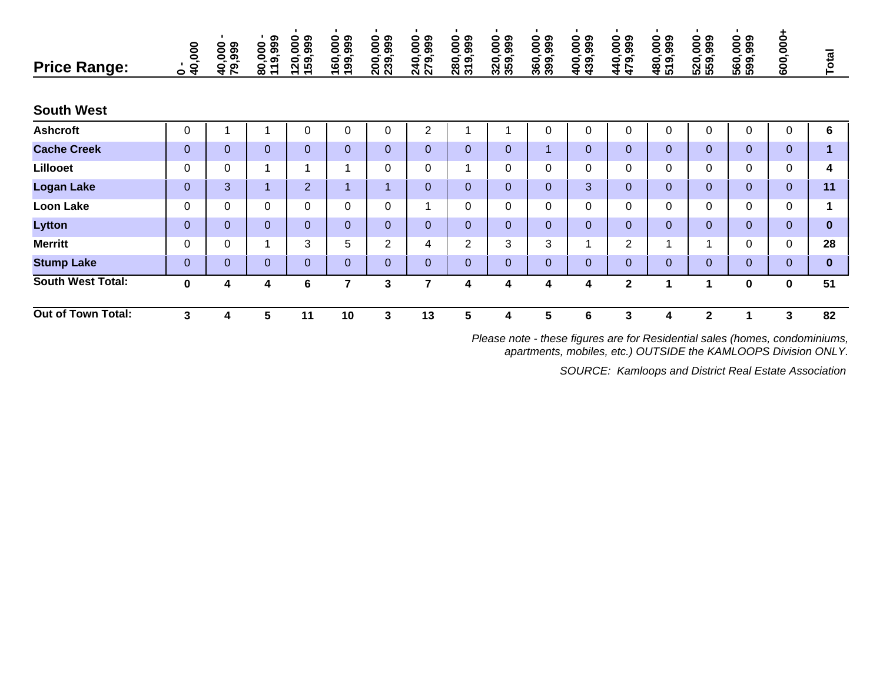| Price Range: | 0 - 40,000 | 40,000 - 79,999 | 80,000 - 119,999 | 120,000 - 159,999 | 160,000 - 199,999 | 200,000 - 239,999 | 240,000 - 279,999 | 280,000 - 319,999 | 320,000 - 359,999 | 360,000 - 399,999 | 400,000 - 439,999 | 440,000 - 479,999 | 480,000 - 519,999 | 520,000 - 559,999 | 560,000 - 599,999 | 600,000+ | Total |
|---|---|---|---|---|---|---|---|---|---|---|---|---|---|---|---|---|---|
| **South West** | | | | | | | | | | | | | | | | | |
| **Ashcroft** | 0 | 1 | 1 | 0 | 0 | 0 | 2 | 1 | 1 | 0 | 0 | 0 | 0 | 0 | 0 | 0 | **6** |
| **Cache Creek** | 0 | 0 | 0 | 0 | 0 | 0 | 0 | 0 | 0 | 1 | 0 | 0 | 0 | 0 | 0 | 0 | **1** |
| **Lillooet** | 0 | 0 | 1 | 1 | 1 | 0 | 0 | 1 | 0 | 0 | 0 | 0 | 0 | 0 | 0 | 0 | **4** |
| **Logan Lake** | 0 | 3 | 1 | 2 | 1 | 1 | 0 | 0 | 0 | 0 | 3 | 0 | 0 | 0 | 0 | 0 | **11** |
| **Loon Lake** | 0 | 0 | 0 | 0 | 0 | 0 | 1 | 0 | 0 | 0 | 0 | 0 | 0 | 0 | 0 | 0 | **1** |
| **Lytton** | 0 | 0 | 0 | 0 | 0 | 0 | 0 | 0 | 0 | 0 | 0 | 0 | 0 | 0 | 0 | 0 | **0** |
| **Merritt** | 0 | 0 | 1 | 3 | 5 | 2 | 4 | 2 | 3 | 3 | 1 | 2 | 1 | 1 | 0 | 0 | **28** |
| **Stump Lake** | 0 | 0 | 0 | 0 | 0 | 0 | 0 | 0 | 0 | 0 | 0 | 0 | 0 | 0 | 0 | 0 | **0** |
| **South West Total:** | **0** | **4** | **4** | **6** | **7** | **3** | **7** | **4** | **4** | **4** | **4** | **2** | **1** | **1** | **0** | **0** | **51** |
| **Out of Town Total:** | **3** | **4** | **5** | **11** | **10** | **3** | **13** | **5** | **4** | **5** | **6** | **3** | **4** | **2** | **1** | **3** | **82** |

*Please note - these figures are for Residential sales (homes, condominiums, apartments, mobiles, etc.) OUTSIDE the KAMLOOPS Division ONLY.*

*SOURCE: Kamloops and District Real Estate Association*